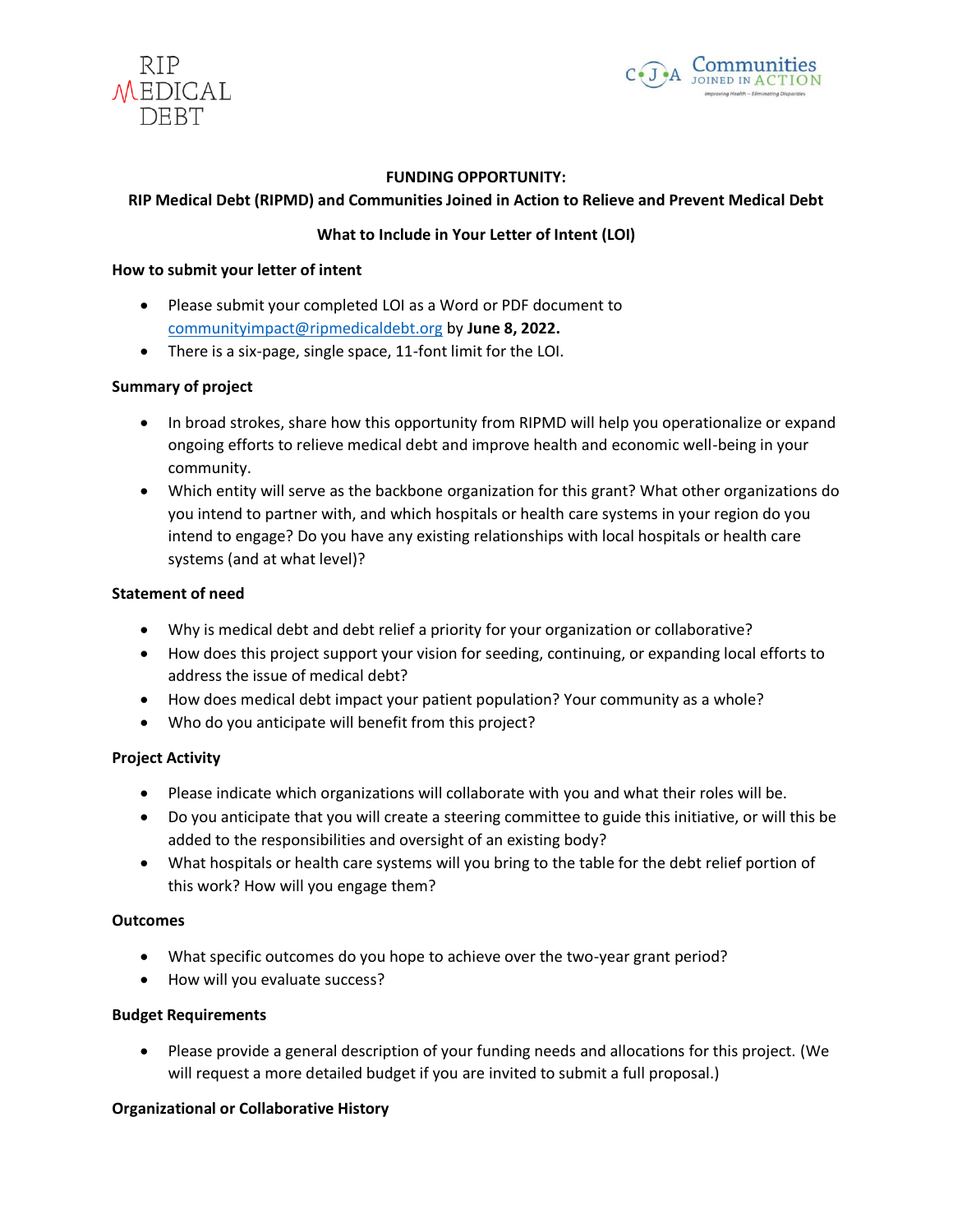**FUNDING OPPORTUNITY:**

**RIP Medical Debt (RIPMD) and Communities Joined in Action to Relieve and Prevent Medical Debt**

**What to Include in Your Letter of Intent (LOI)**

**How to submit your letter of intent**

- Please submit your completed LOI as a Word or PDF document to communityimpact@ripmedicaldebt.org by **June 8, 2022.**
- There is a six-page, single space, 11-font limit for the LOI.

**Summary of project**

- In broad strokes, share how this opportunity from RIPMD will help you operationalize or expand ongoing efforts to relieve medical debt and improve health and economic well-being in your community.
- Which entity will serve as the backbone organization for this grant? What other organizations do you intend to partner with, and which hospitals or health care systems in your region do you intend to engage? Do you have any existing relationships with local hospitals or health care systems (and at what level)?

**Statement of need**

- Why is medical debt and debt relief a priority for your organization or collaborative?
- How does this project support your vision for seeding, continuing, or expanding local efforts to address the issue of medical debt?
- How does medical debt impact your patient population? Your community as a whole?
- Who do you anticipate will benefit from this project?

**Project Activity**

- Please indicate which organizations will collaborate with you and what their roles will be.
- Do you anticipate that you will create a steering committee to guide this initiative, or will this be added to the responsibilities and oversight of an existing body?
- What hospitals or health care systems will you bring to the table for the debt relief portion of this work? How will you engage them?

**Outcomes**

- What specific outcomes do you hope to achieve over the two-year grant period?
- How will you evaluate success?

**Budget Requirements**

- Please provide a general description of your funding needs and allocations for this project. (We will request a more detailed budget if you are invited to submit a full proposal.)

**Organizational or Collaborative History**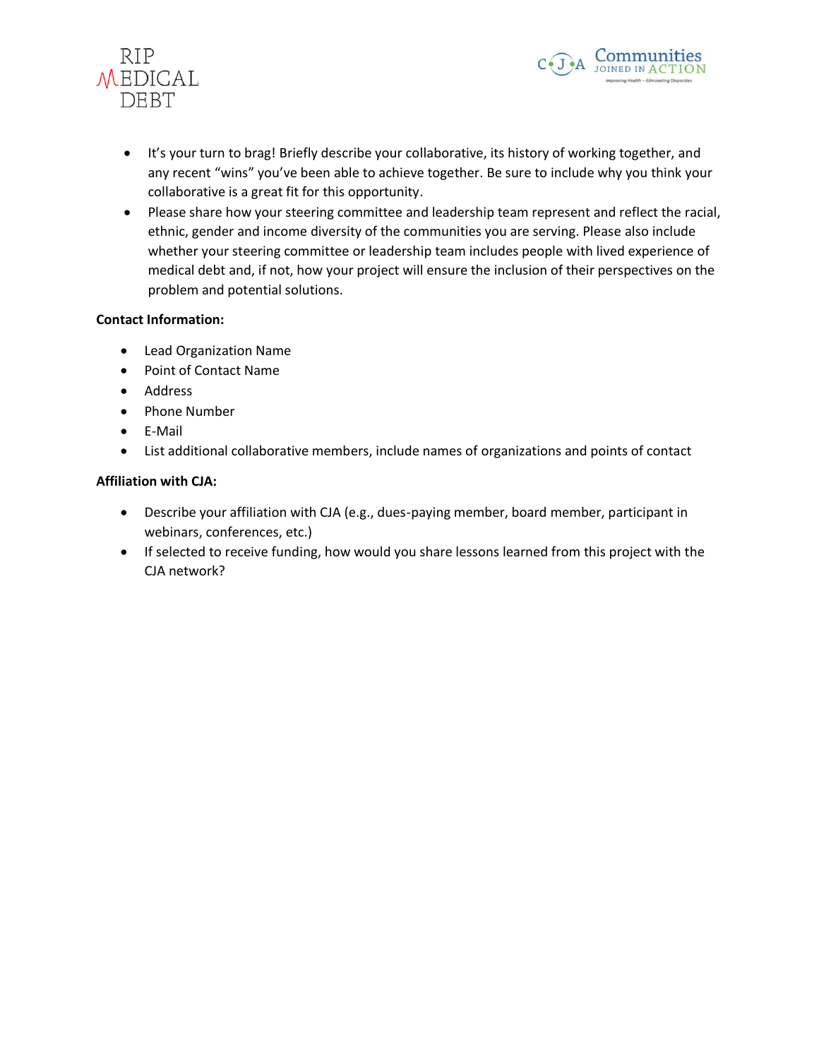- It's your turn to brag! Briefly describe your collaborative, its history of working together, and any recent "wins" you've been able to achieve together. Be sure to include why you think your collaborative is a great fit for this opportunity.
- Please share how your steering committee and leadership team represent and reflect the racial, ethnic, gender and income diversity of the communities you are serving. Please also include whether your steering committee or leadership team includes people with lived experience of medical debt and, if not, how your project will ensure the inclusion of their perspectives on the problem and potential solutions.

**Contact Information:**

- Lead Organization Name
- Point of Contact Name
- Address
- Phone Number
- E-Mail
- List additional collaborative members, include names of organizations and points of contact

**Affiliation with CJA:**

- Describe your affiliation with CJA (e.g., dues-paying member, board member, participant in webinars, conferences, etc.)
- If selected to receive funding, how would you share lessons learned from this project with the CJA network?